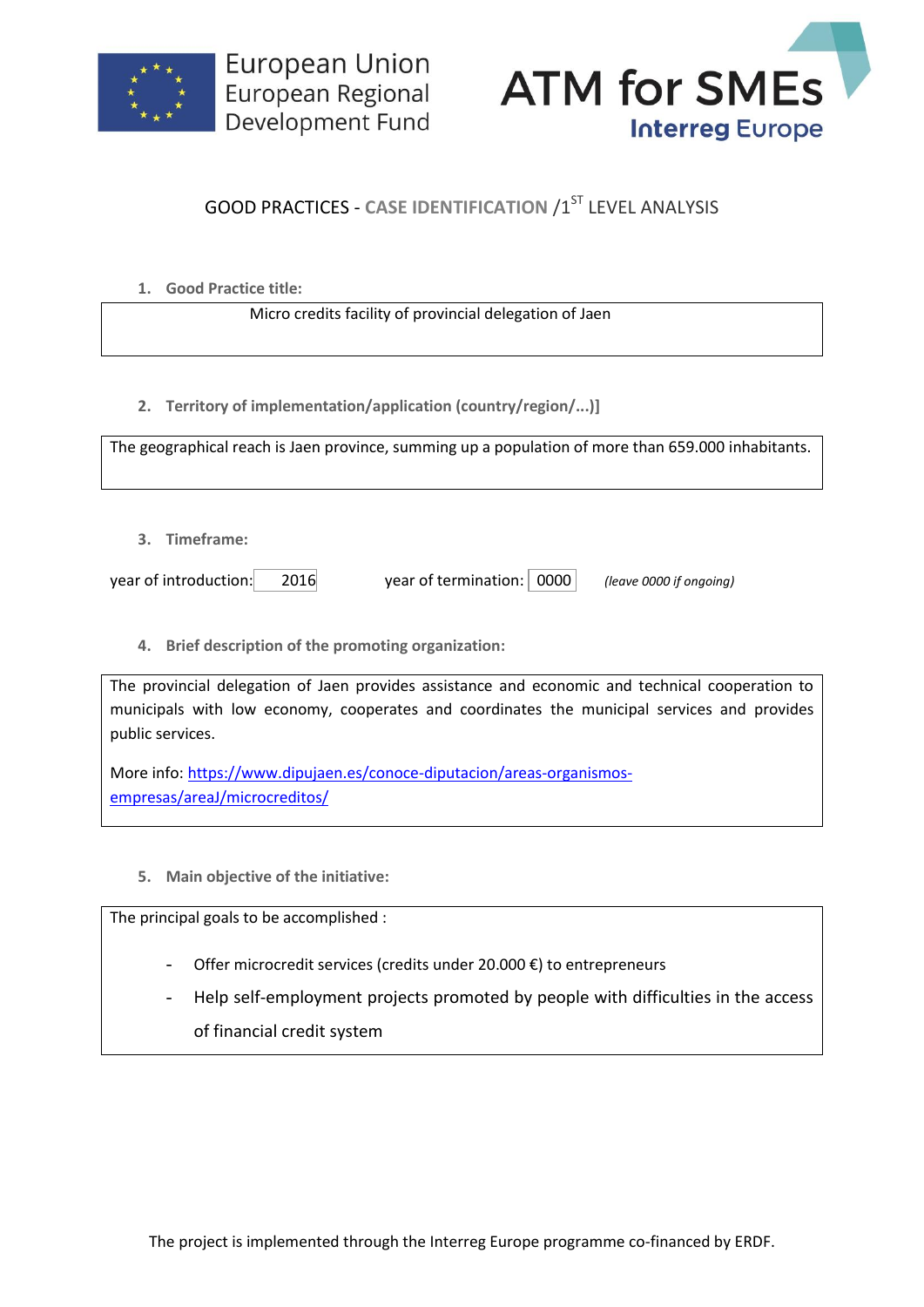European Union
European Regional
Development Fund

ATM for SMEs
Interreg Europe

# GOOD PRACTICES - CASE IDENTIFICATION /1ST LEVEL ANALYSIS

**1. Good Practice title:**

Micro credits facility of provincial delegation of Jaen

**2. Territory of implementation/application (country/region/...)]**

The geographical reach is Jaen province, summing up a population of more than 659.000 inhabitants.

**3. Timeframe:**

year of introduction: 2016 year of termination: 0000 *(leave 0000 if ongoing)*

**4. Brief description of the promoting organization:**

The provincial delegation of Jaen provides assistance and economic and technical cooperation to municipals with low economy, cooperates and coordinates the municipal services and provides public services.

More info: [https://www.dipujaen.es/conoce-diputacion/areas-organismos-empresas/areaJ/microcreditos/](https://www.dipujaen.es/conoce-diputacion/areas-organismos-empresas/areaJ/microcreditos/)

**5. Main objective of the initiative:**

The principal goals to be accomplished :

- Offer microcredit services (credits under 20.000 €) to entrepreneurs
- Help self-employment projects promoted by people with difficulties in the access of financial credit system

The project is implemented through the Interreg Europe programme co-financed by ERDF.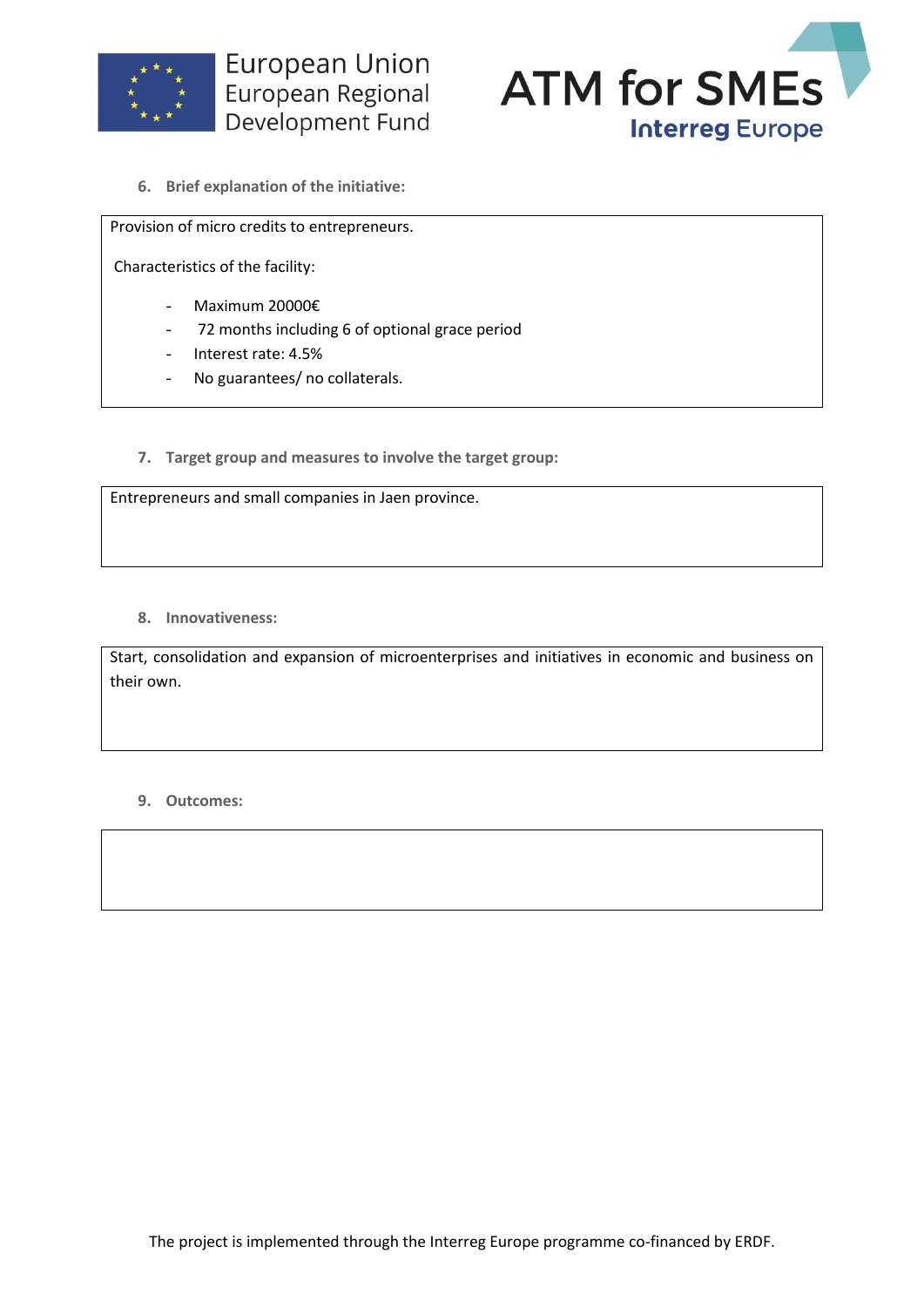6. **Brief explanation of the initiative:**

Provision of micro credits to entrepreneurs.

Characteristics of the facility:

- Maximum 20000€
- 72 months including 6 of optional grace period
- Interest rate: 4.5%
- No guarantees/ no collaterals.

7. **Target group and measures to involve the target group:**

Entrepreneurs and small companies in Jaen province.

8. **Innovativeness:**

Start, consolidation and expansion of microenterprises and initiatives in economic and business on their own.

9. **Outcomes:**

The project is implemented through the Interreg Europe programme co-financed by ERDF.